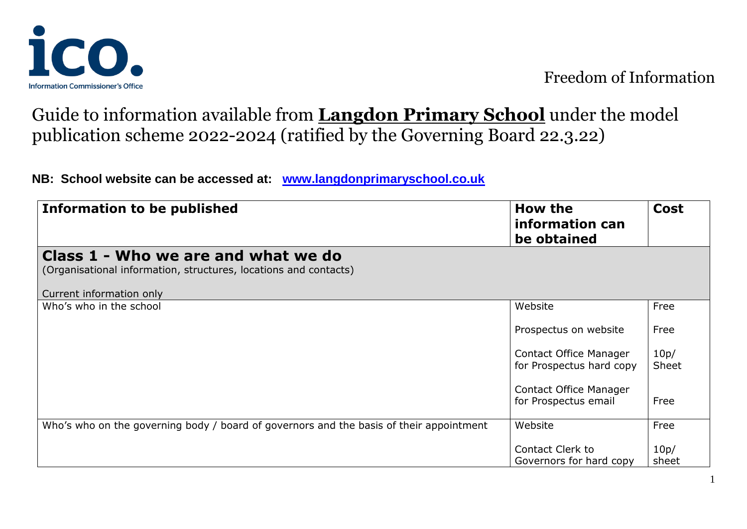ico. Information Commissioner's Office

Freedom of Information

# Guide to information available from **Langdon Primary School** under the model publication scheme 2022-2024 (ratified by the Governing Board 22.3.22)

**NB: School website can be accessed at: [www.langdonprimaryschool.co.uk](www.langdonprimaryschool.co.uk)**

| Information to be published | How the information can be obtained | Cost |
|---|---|---|
| **Class 1 - Who we are and what we do**<br>(Organisational information, structures, locations and contacts)<br><br>Current information only | | |
| Who's who in the school | Website<br><br>Prospectus on website<br><br>Contact Office Manager for Prospectus hard copy<br><br>Contact Office Manager for Prospectus email | Free<br><br>Free<br><br>10p/ Sheet<br><br>Free |
| Who's who on the governing body / board of governors and the basis of their appointment | Website<br><br>Contact Clerk to Governors for hard copy | Free<br><br>10p/ sheet |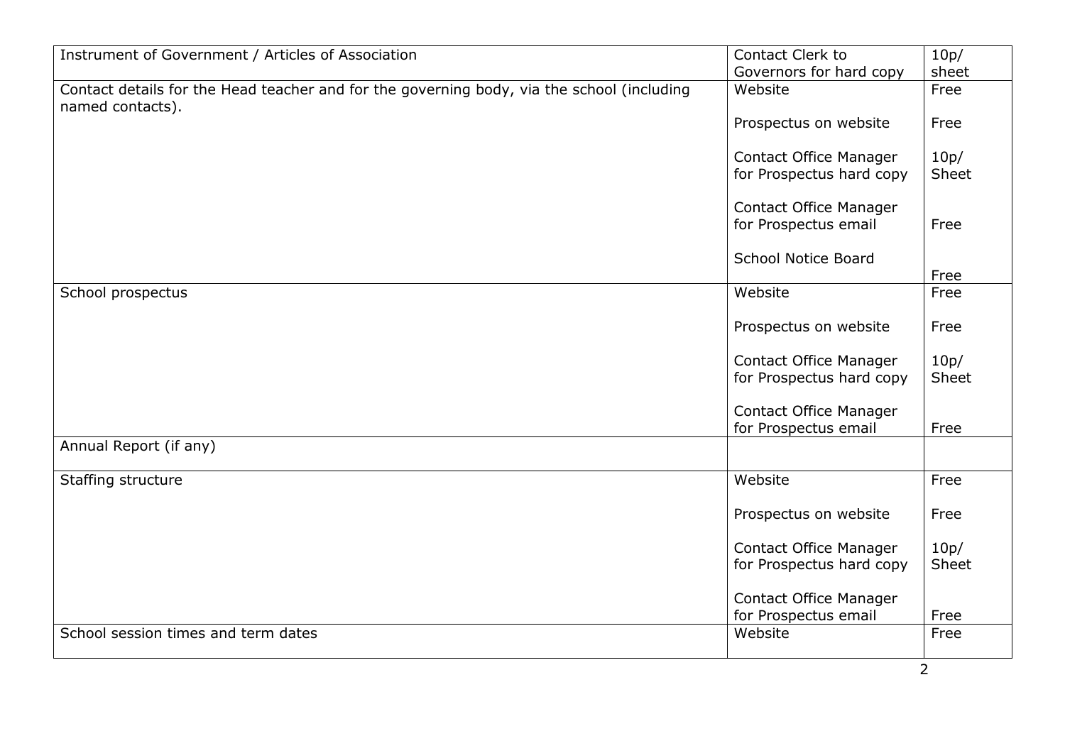| | | |
|---|---|---|
| Instrument of Government / Articles of Association | Contact Clerk to Governors for hard copy | 10p/ sheet |
| Contact details for the Head teacher and for the governing body, via the school (including named contacts). | Website<br><br>Prospectus on website<br><br>Contact Office Manager for Prospectus hard copy<br><br>Contact Office Manager for Prospectus email<br><br>School Notice Board | Free<br><br>Free<br><br>10p/ Sheet<br><br>Free<br><br>Free |
| School prospectus | Website<br><br>Prospectus on website<br><br>Contact Office Manager for Prospectus hard copy<br><br>Contact Office Manager for Prospectus email | Free<br><br>Free<br><br>10p/ Sheet<br><br>Free |
| Annual Report (if any) | | |
| Staffing structure | Website<br><br>Prospectus on website<br><br>Contact Office Manager for Prospectus hard copy<br><br>Contact Office Manager for Prospectus email | Free<br><br>Free<br><br>10p/ Sheet<br><br>Free |
| School session times and term dates | Website | Free |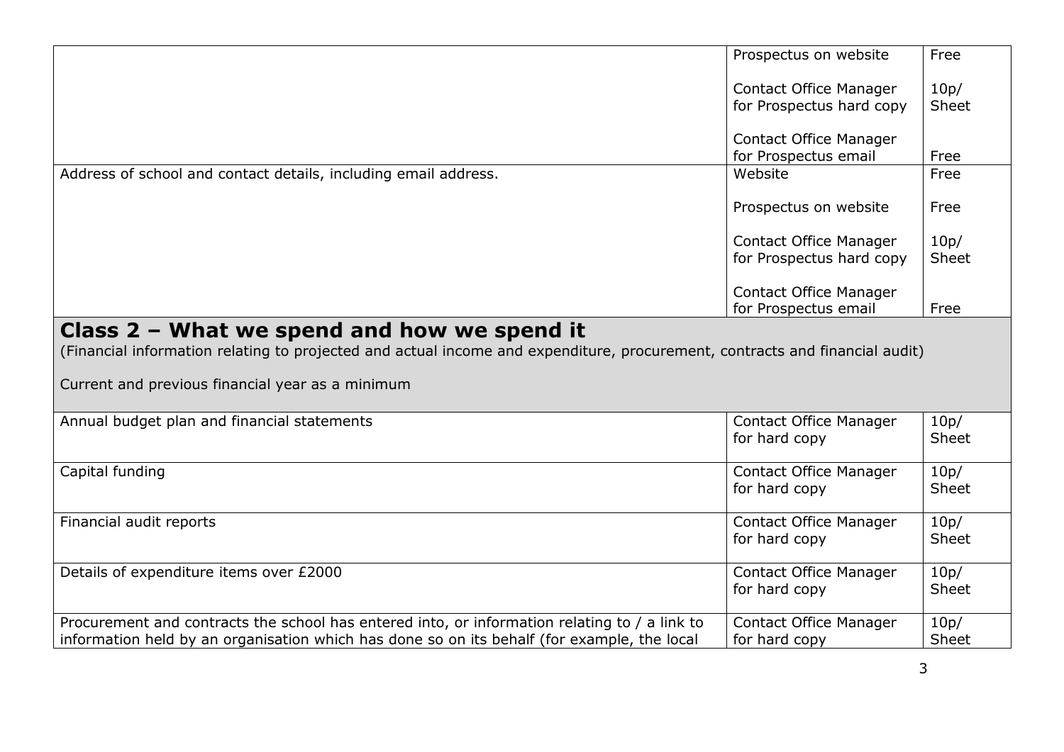| | | |
|---|---|---|
| | Prospectus on website<br><br>Contact Office Manager for Prospectus hard copy<br><br>Contact Office Manager for Prospectus email | Free<br><br>10p/ Sheet<br><br>Free |
| Address of school and contact details, including email address. | Website<br><br>Prospectus on website<br><br>Contact Office Manager for Prospectus hard copy<br><br>Contact Office Manager for Prospectus email | Free<br><br>Free<br><br>10p/ Sheet<br><br>Free |

## Class 2 – What we spend and how we spend it

(Financial information relating to projected and actual income and expenditure, procurement, contracts and financial audit)

Current and previous financial year as a minimum

| | | |
|---|---|---|
| Annual budget plan and financial statements | Contact Office Manager for hard copy | 10p/ Sheet |
| Capital funding | Contact Office Manager for hard copy | 10p/ Sheet |
| Financial audit reports | Contact Office Manager for hard copy | 10p/ Sheet |
| Details of expenditure items over £2000 | Contact Office Manager for hard copy | 10p/ Sheet |
| Procurement and contracts the school has entered into, or information relating to / a link to information held by an organisation which has done so on its behalf (for example, the local | Contact Office Manager for hard copy | 10p/ Sheet |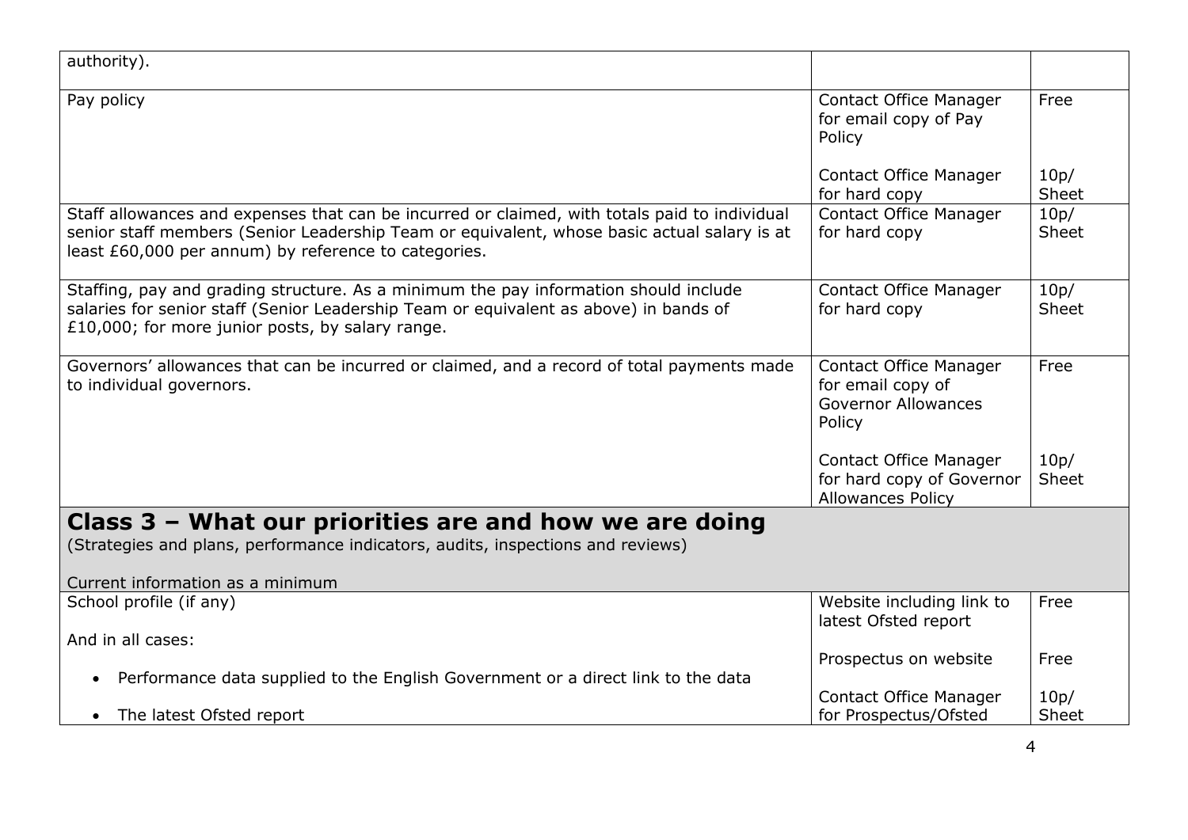| | | |
|---|---|---|
| authority). | | |
| Pay policy | Contact Office Manager for email copy of Pay Policy<br><br>Contact Office Manager for hard copy | Free<br><br>10p/ Sheet |
| Staff allowances and expenses that can be incurred or claimed, with totals paid to individual senior staff members (Senior Leadership Team or equivalent, whose basic actual salary is at least £60,000 per annum) by reference to categories. | Contact Office Manager for hard copy | 10p/ Sheet |
| Staffing, pay and grading structure. As a minimum the pay information should include salaries for senior staff (Senior Leadership Team or equivalent as above) in bands of £10,000; for more junior posts, by salary range. | Contact Office Manager for hard copy | 10p/ Sheet |
| Governors' allowances that can be incurred or claimed, and a record of total payments made to individual governors. | Contact Office Manager for email copy of Governor Allowances Policy<br><br>Contact Office Manager for hard copy of Governor Allowances Policy | Free<br><br>10p/ Sheet |
| **Class 3 – What our priorities are and how we are doing**<br>(Strategies and plans, performance indicators, audits, inspections and reviews)<br><br>Current information as a minimum | | |
| School profile (if any)<br><br>And in all cases:<br><br>• Performance data supplied to the English Government or a direct link to the data<br><br>• The latest Ofsted report | Website including link to latest Ofsted report<br><br>Prospectus on website<br><br>Contact Office Manager for Prospectus/Ofsted | Free<br><br>Free<br><br>10p/ Sheet |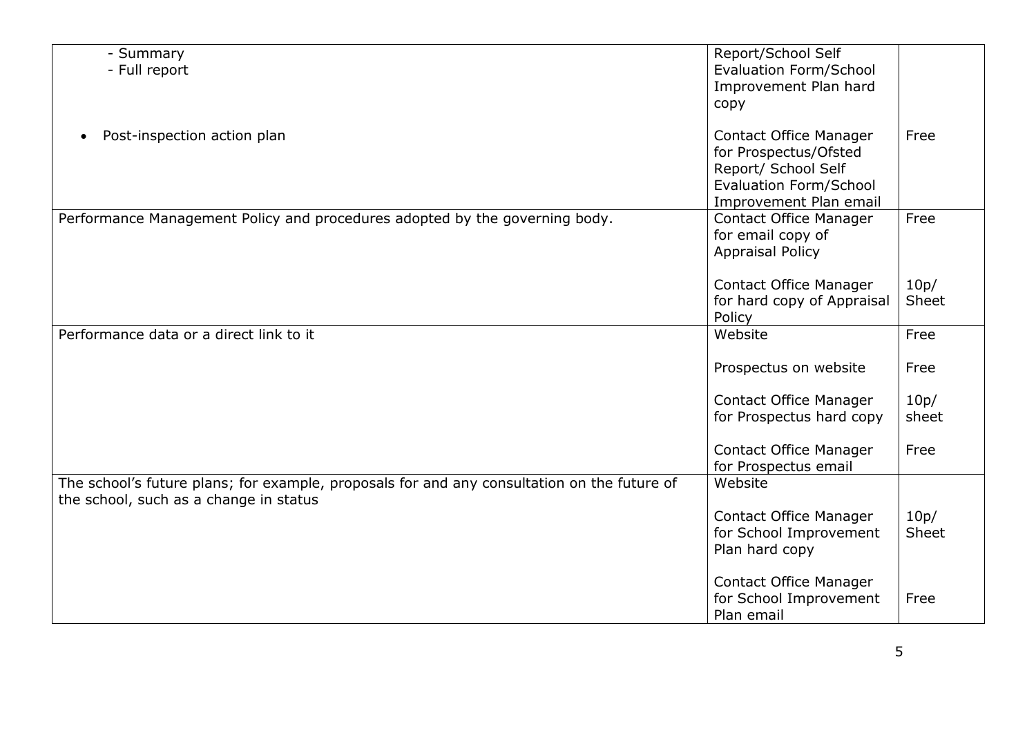| | | |
|---|---|---|
| - Summary<br>- Full report | Report/School Self Evaluation Form/School Improvement Plan hard copy | |
| • Post-inspection action plan | Contact Office Manager for Prospectus/Ofsted Report/ School Self Evaluation Form/School Improvement Plan email | Free |
| Performance Management Policy and procedures adopted by the governing body. | Contact Office Manager for email copy of Appraisal Policy | Free |
| | Contact Office Manager for hard copy of Appraisal Policy | 10p/ Sheet |
| Performance data or a direct link to it | Website | Free |
| | Prospectus on website | Free |
| | Contact Office Manager for Prospectus hard copy | 10p/ sheet |
| | Contact Office Manager for Prospectus email | Free |
| The school's future plans; for example, proposals for and any consultation on the future of the school, such as a change in status | Website | |
| | Contact Office Manager for School Improvement Plan hard copy | 10p/ Sheet |
| | Contact Office Manager for School Improvement Plan email | Free |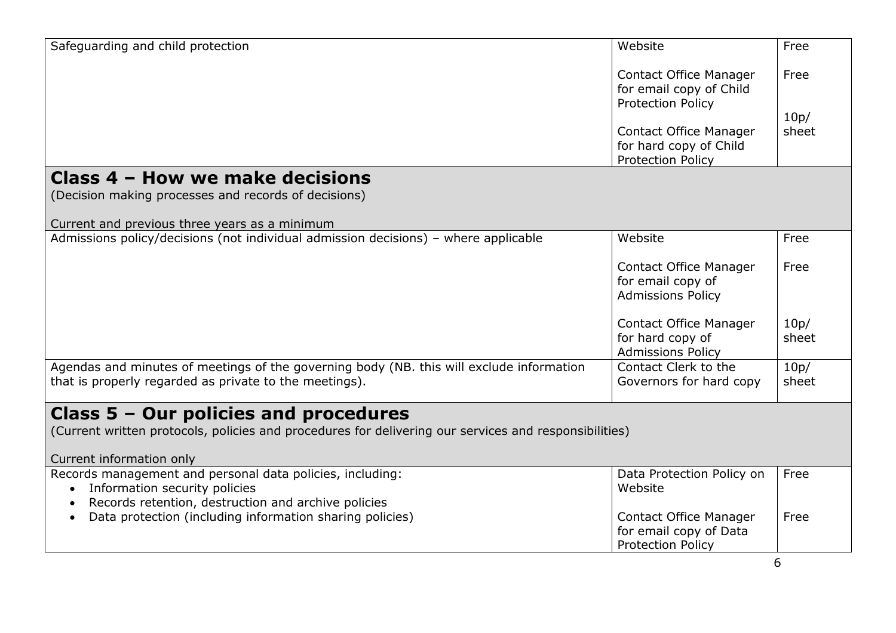| | | |
|---|---|---|
| Safeguarding and child protection | Website<br><br>Contact Office Manager for email copy of Child Protection Policy<br><br>Contact Office Manager for hard copy of Child Protection Policy | Free<br><br>Free<br><br>10p/ sheet |

## Class 4 – How we make decisions

(Decision making processes and records of decisions)

Current and previous three years as a minimum

| | | |
|---|---|---|
| Admissions policy/decisions (not individual admission decisions) – where applicable | Website<br><br>Contact Office Manager for email copy of Admissions Policy<br><br>Contact Office Manager for hard copy of Admissions Policy | Free<br><br>Free<br><br>10p/ sheet |
| Agendas and minutes of meetings of the governing body (NB. this will exclude information that is properly regarded as private to the meetings). | Contact Clerk to the Governors for hard copy | 10p/ sheet |

## Class 5 – Our policies and procedures

(Current written protocols, policies and procedures for delivering our services and responsibilities)

Current information only

| | | |
|---|---|---|
| Records management and personal data policies, including:<br>• Information security policies<br>• Records retention, destruction and archive policies<br>• Data protection (including information sharing policies) | Data Protection Policy on Website<br><br>Contact Office Manager for email copy of Data Protection Policy | Free<br><br>Free |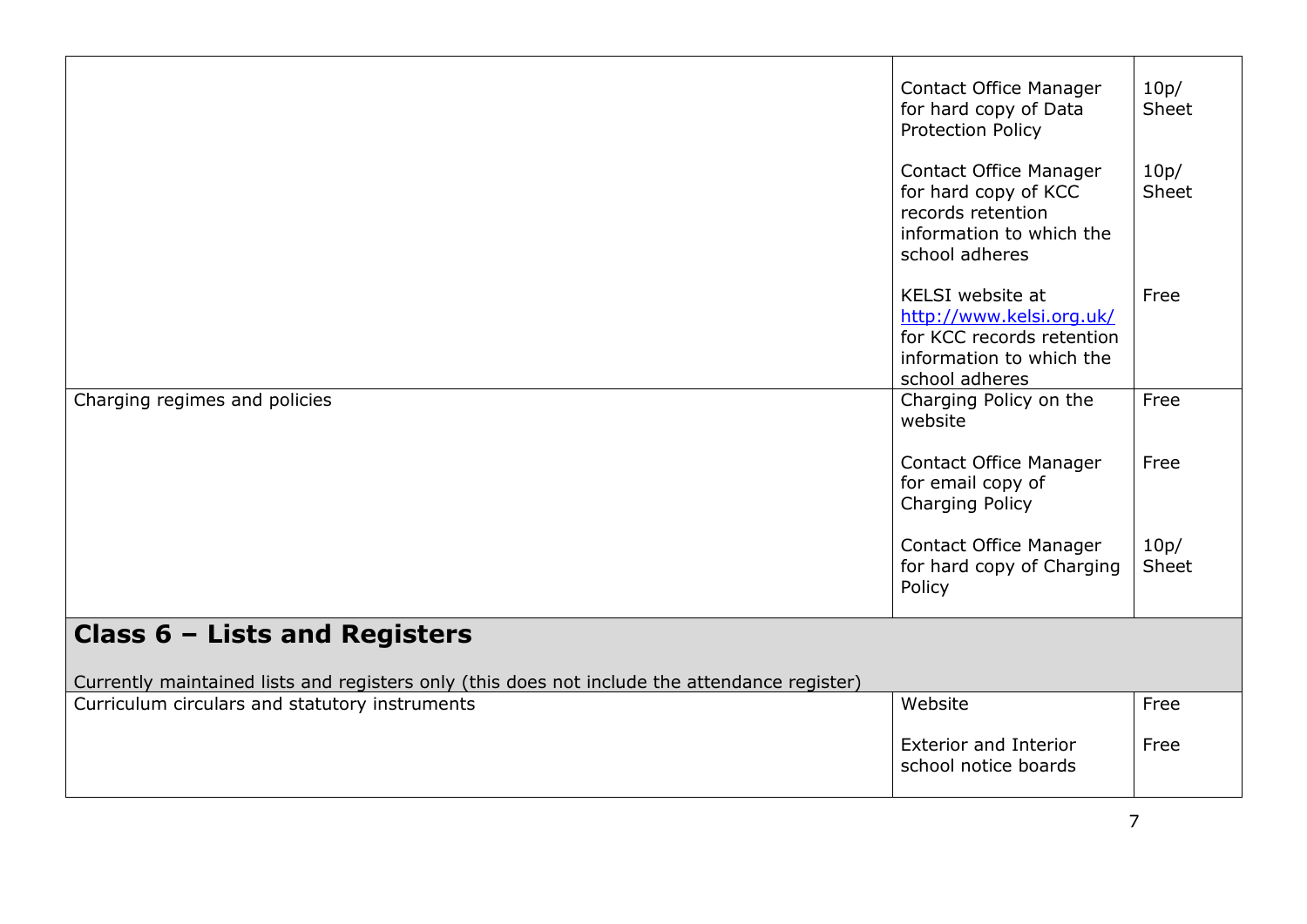| | | |
|---|---|---|
| | Contact Office Manager for hard copy of Data Protection Policy | 10p/ Sheet |
| | Contact Office Manager for hard copy of KCC records retention information to which the school adheres | 10p/ Sheet |
| | KELSI website at http://www.kelsi.org.uk/ for KCC records retention information to which the school adheres | Free |
| Charging regimes and policies | Charging Policy on the website | Free |
| | Contact Office Manager for email copy of Charging Policy | Free |
| | Contact Office Manager for hard copy of Charging Policy | 10p/ Sheet |

## Class 6 – Lists and Registers

Currently maintained lists and registers only (this does not include the attendance register)

| | | |
|---|---|---|
| Curriculum circulars and statutory instruments | Website | Free |
| | Exterior and Interior school notice boards | Free |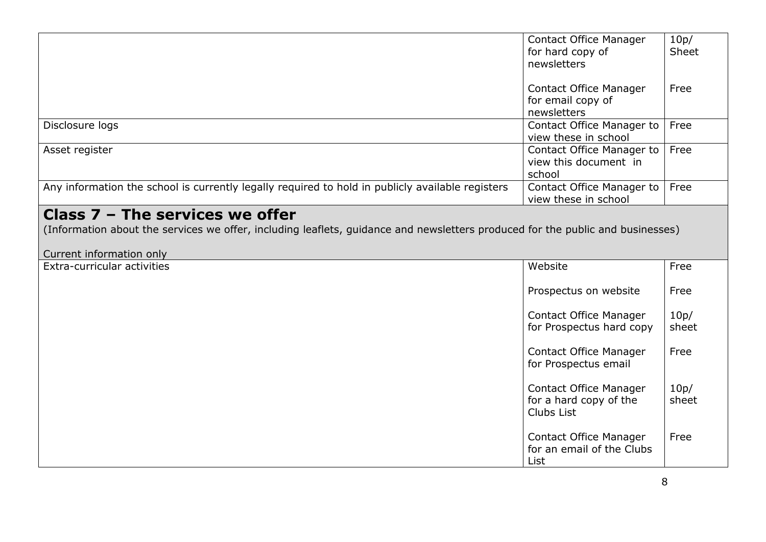| | | |
|---|---|---|
| | Contact Office Manager for hard copy of newsletters | 10p/ Sheet |
| | Contact Office Manager for email copy of newsletters | Free |
| Disclosure logs | Contact Office Manager to view these in school | Free |
| Asset register | Contact Office Manager to view this document in school | Free |
| Any information the school is currently legally required to hold in publicly available registers | Contact Office Manager to view these in school | Free |

## Class 7 – The services we offer

(Information about the services we offer, including leaflets, guidance and newsletters produced for the public and businesses)

Current information only

| | | |
|---|---|---|
| Extra-curricular activities | Website | Free |
| | Prospectus on website | Free |
| | Contact Office Manager for Prospectus hard copy | 10p/ sheet |
| | Contact Office Manager for Prospectus email | Free |
| | Contact Office Manager for a hard copy of the Clubs List | 10p/ sheet |
| | Contact Office Manager for an email of the Clubs List | Free |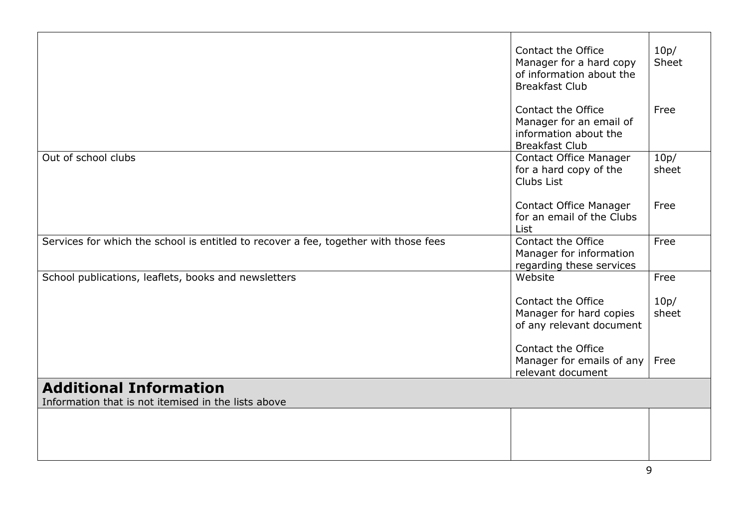| | | |
|---|---|---|
| | Contact the Office Manager for a hard copy of information about the Breakfast Club | 10p/ Sheet |
| | Contact the Office Manager for an email of information about the Breakfast Club | Free |
| Out of school clubs | Contact Office Manager for a hard copy of the Clubs List | 10p/ sheet |
| | Contact Office Manager for an email of the Clubs List | Free |
| Services for which the school is entitled to recover a fee, together with those fees | Contact the Office Manager for information regarding these services | Free |
| School publications, leaflets, books and newsletters | Website | Free |
| | Contact the Office Manager for hard copies of any relevant document | 10p/ sheet |
| | Contact the Office Manager for emails of any relevant document | Free |
| **Additional Information**<br>Information that is not itemised in the lists above | | |
| | | |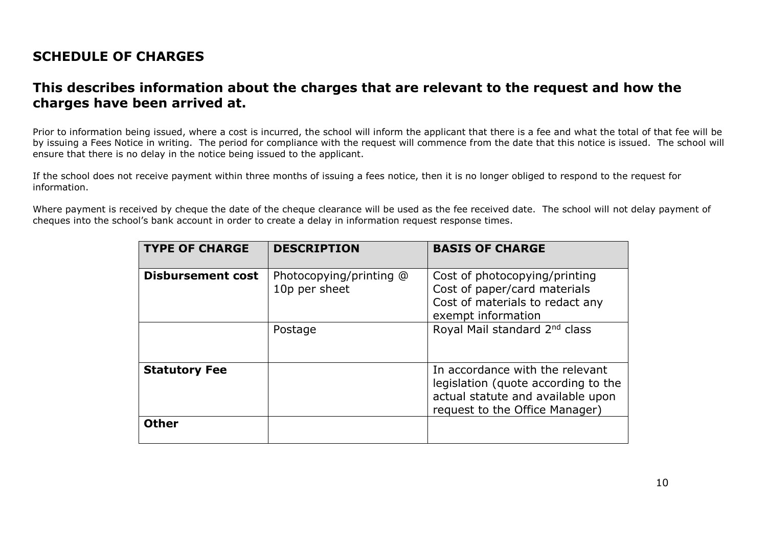## SCHEDULE OF CHARGES

## This describes information about the charges that are relevant to the request and how the charges have been arrived at.

Prior to information being issued, where a cost is incurred, the school will inform the applicant that there is a fee and what the total of that fee will be by issuing a Fees Notice in writing. The period for compliance with the request will commence from the date that this notice is issued. The school will ensure that there is no delay in the notice being issued to the applicant.

If the school does not receive payment within three months of issuing a fees notice, then it is no longer obliged to respond to the request for information.

Where payment is received by cheque the date of the cheque clearance will be used as the fee received date. The school will not delay payment of cheques into the school's bank account in order to create a delay in information request response times.

| TYPE OF CHARGE | DESCRIPTION | BASIS OF CHARGE |
|---|---|---|
| **Disbursement cost** | Photocopying/printing @ 10p per sheet | Cost of photocopying/printing<br>Cost of paper/card materials<br>Cost of materials to redact any exempt information |
| | Postage | Royal Mail standard 2nd class |
| **Statutory Fee** | | In accordance with the relevant legislation (quote according to the actual statute and available upon request to the Office Manager) |
| **Other** | | |